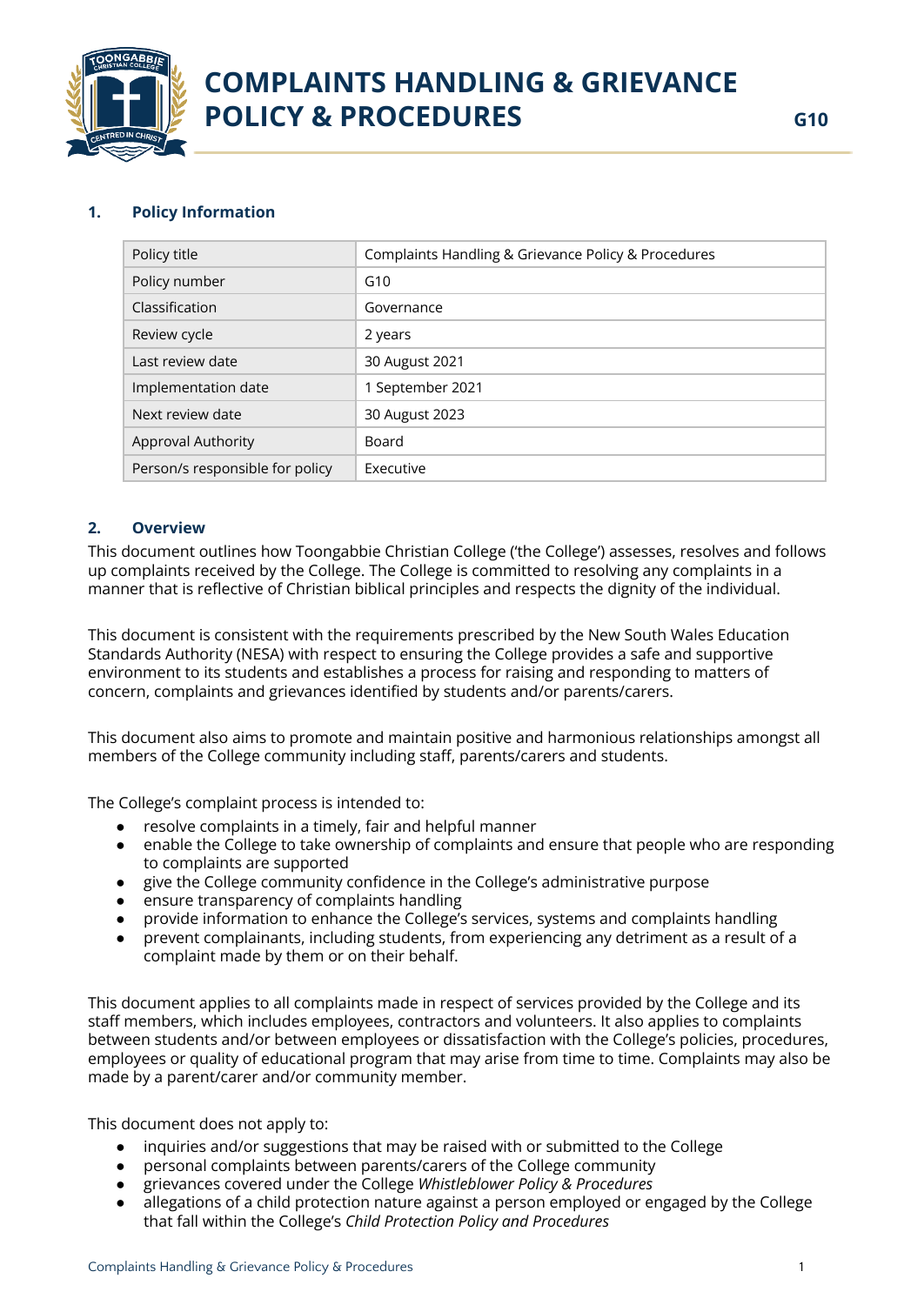# COMPLAINTS HANDLING & GRIEVANCE POLICY & PROCEDURES

**G10**

## 1. Policy Information

| Policy title | Complaints Handling & Grievance Policy & Procedures |
|---|---|
| Policy number | G10 |
| Classification | Governance |
| Review cycle | 2 years |
| Last review date | 30 August 2021 |
| Implementation date | 1 September 2021 |
| Next review date | 30 August 2023 |
| Approval Authority | Board |
| Person/s responsible for policy | Executive |

## 2. Overview

This document outlines how Toongabbie Christian College ('the College') assesses, resolves and follows up complaints received by the College. The College is committed to resolving any complaints in a manner that is reflective of Christian biblical principles and respects the dignity of the individual.

This document is consistent with the requirements prescribed by the New South Wales Education Standards Authority (NESA) with respect to ensuring the College provides a safe and supportive environment to its students and establishes a process for raising and responding to matters of concern, complaints and grievances identified by students and/or parents/carers.

This document also aims to promote and maintain positive and harmonious relationships amongst all members of the College community including staff, parents/carers and students.

The College's complaint process is intended to:

- resolve complaints in a timely, fair and helpful manner
- enable the College to take ownership of complaints and ensure that people who are responding to complaints are supported
- give the College community confidence in the College's administrative purpose
- ensure transparency of complaints handling
- provide information to enhance the College's services, systems and complaints handling
- prevent complainants, including students, from experiencing any detriment as a result of a complaint made by them or on their behalf.

This document applies to all complaints made in respect of services provided by the College and its staff members, which includes employees, contractors and volunteers. It also applies to complaints between students and/or between employees or dissatisfaction with the College's policies, procedures, employees or quality of educational program that may arise from time to time. Complaints may also be made by a parent/carer and/or community member.

This document does not apply to:

- inquiries and/or suggestions that may be raised with or submitted to the College
- personal complaints between parents/carers of the College community
- grievances covered under the College *Whistleblower Policy & Procedures*
- allegations of a child protection nature against a person employed or engaged by the College that fall within the College's *Child Protection Policy and Procedures*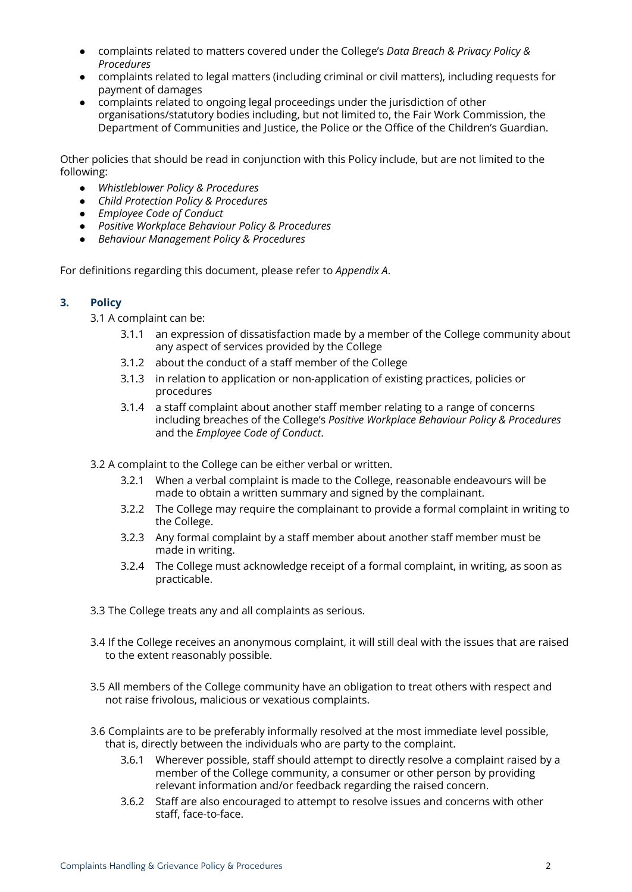- complaints related to matters covered under the College's *Data Breach & Privacy Policy & Procedures*
- complaints related to legal matters (including criminal or civil matters), including requests for payment of damages
- complaints related to ongoing legal proceedings under the jurisdiction of other organisations/statutory bodies including, but not limited to, the Fair Work Commission, the Department of Communities and Justice, the Police or the Office of the Children's Guardian.

Other policies that should be read in conjunction with this Policy include, but are not limited to the following:

- *Whistleblower Policy & Procedures*
- *Child Protection Policy & Procedures*
- *Employee Code of Conduct*
- *Positive Workplace Behaviour Policy & Procedures*
- *Behaviour Management Policy & Procedures*

For definitions regarding this document, please refer to *Appendix A*.

## 3. Policy

3.1 A complaint can be:

- 3.1.1 an expression of dissatisfaction made by a member of the College community about any aspect of services provided by the College
- 3.1.2 about the conduct of a staff member of the College
- 3.1.3 in relation to application or non-application of existing practices, policies or procedures
- 3.1.4 a staff complaint about another staff member relating to a range of concerns including breaches of the College's *Positive Workplace Behaviour Policy & Procedures* and the *Employee Code of Conduct*.

3.2 A complaint to the College can be either verbal or written.

- 3.2.1 When a verbal complaint is made to the College, reasonable endeavours will be made to obtain a written summary and signed by the complainant.
- 3.2.2 The College may require the complainant to provide a formal complaint in writing to the College.
- 3.2.3 Any formal complaint by a staff member about another staff member must be made in writing.
- 3.2.4 The College must acknowledge receipt of a formal complaint, in writing, as soon as practicable.

3.3 The College treats any and all complaints as serious.

3.4 If the College receives an anonymous complaint, it will still deal with the issues that are raised to the extent reasonably possible.

3.5 All members of the College community have an obligation to treat others with respect and not raise frivolous, malicious or vexatious complaints.

3.6 Complaints are to be preferably informally resolved at the most immediate level possible, that is, directly between the individuals who are party to the complaint.

- 3.6.1 Wherever possible, staff should attempt to directly resolve a complaint raised by a member of the College community, a consumer or other person by providing relevant information and/or feedback regarding the raised concern.
- 3.6.2 Staff are also encouraged to attempt to resolve issues and concerns with other staff, face-to-face.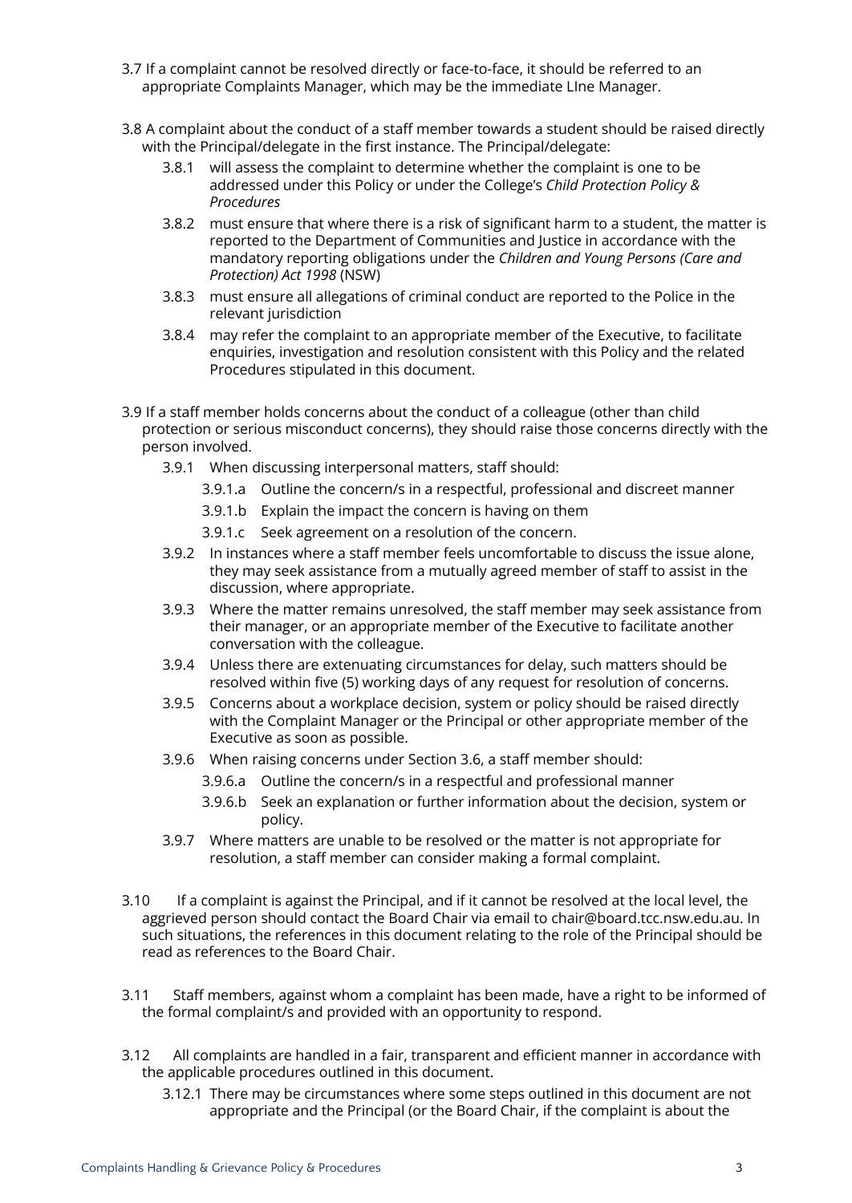3.7 If a complaint cannot be resolved directly or face-to-face, it should be referred to an appropriate Complaints Manager, which may be the immediate LIne Manager.

3.8 A complaint about the conduct of a staff member towards a student should be raised directly with the Principal/delegate in the first instance. The Principal/delegate:

- 3.8.1 will assess the complaint to determine whether the complaint is one to be addressed under this Policy or under the College's *Child Protection Policy & Procedures*
- 3.8.2 must ensure that where there is a risk of significant harm to a student, the matter is reported to the Department of Communities and Justice in accordance with the mandatory reporting obligations under the *Children and Young Persons (Care and Protection) Act 1998* (NSW)
- 3.8.3 must ensure all allegations of criminal conduct are reported to the Police in the relevant jurisdiction
- 3.8.4 may refer the complaint to an appropriate member of the Executive, to facilitate enquiries, investigation and resolution consistent with this Policy and the related Procedures stipulated in this document.

3.9 If a staff member holds concerns about the conduct of a colleague (other than child protection or serious misconduct concerns), they should raise those concerns directly with the person involved.

- 3.9.1 When discussing interpersonal matters, staff should:
  - 3.9.1.a Outline the concern/s in a respectful, professional and discreet manner
  - 3.9.1.b Explain the impact the concern is having on them
  - 3.9.1.c Seek agreement on a resolution of the concern.
- 3.9.2 In instances where a staff member feels uncomfortable to discuss the issue alone, they may seek assistance from a mutually agreed member of staff to assist in the discussion, where appropriate.
- 3.9.3 Where the matter remains unresolved, the staff member may seek assistance from their manager, or an appropriate member of the Executive to facilitate another conversation with the colleague.
- 3.9.4 Unless there are extenuating circumstances for delay, such matters should be resolved within five (5) working days of any request for resolution of concerns.
- 3.9.5 Concerns about a workplace decision, system or policy should be raised directly with the Complaint Manager or the Principal or other appropriate member of the Executive as soon as possible.
- 3.9.6 When raising concerns under Section 3.6, a staff member should:
  - 3.9.6.a Outline the concern/s in a respectful and professional manner
  - 3.9.6.b Seek an explanation or further information about the decision, system or policy.
- 3.9.7 Where matters are unable to be resolved or the matter is not appropriate for resolution, a staff member can consider making a formal complaint.

3.10 If a complaint is against the Principal, and if it cannot be resolved at the local level, the aggrieved person should contact the Board Chair via email to chair@board.tcc.nsw.edu.au. In such situations, the references in this document relating to the role of the Principal should be read as references to the Board Chair.

3.11 Staff members, against whom a complaint has been made, have a right to be informed of the formal complaint/s and provided with an opportunity to respond.

3.12 All complaints are handled in a fair, transparent and efficient manner in accordance with the applicable procedures outlined in this document.

- 3.12.1 There may be circumstances where some steps outlined in this document are not appropriate and the Principal (or the Board Chair, if the complaint is about the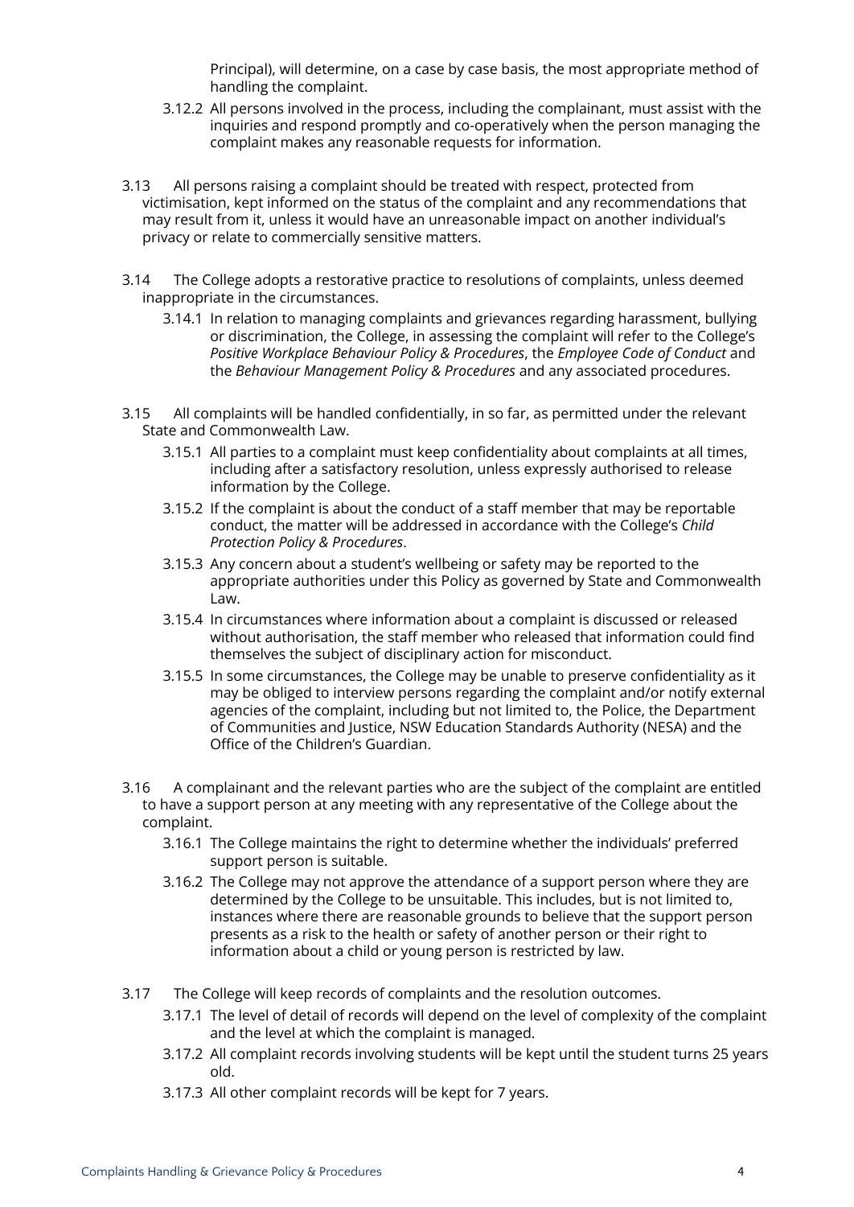Principal), will determine, on a case by case basis, the most appropriate method of handling the complaint.

- 3.12.2 All persons involved in the process, including the complainant, must assist with the inquiries and respond promptly and co-operatively when the person managing the complaint makes any reasonable requests for information.

3.13 All persons raising a complaint should be treated with respect, protected from victimisation, kept informed on the status of the complaint and any recommendations that may result from it, unless it would have an unreasonable impact on another individual's privacy or relate to commercially sensitive matters.

3.14 The College adopts a restorative practice to resolutions of complaints, unless deemed inappropriate in the circumstances.

- 3.14.1 In relation to managing complaints and grievances regarding harassment, bullying or discrimination, the College, in assessing the complaint will refer to the College's *Positive Workplace Behaviour Policy & Procedures*, the *Employee Code of Conduct* and the *Behaviour Management Policy & Procedures* and any associated procedures.

3.15 All complaints will be handled confidentially, in so far, as permitted under the relevant State and Commonwealth Law.

- 3.15.1 All parties to a complaint must keep confidentiality about complaints at all times, including after a satisfactory resolution, unless expressly authorised to release information by the College.
- 3.15.2 If the complaint is about the conduct of a staff member that may be reportable conduct, the matter will be addressed in accordance with the College's *Child Protection Policy & Procedures*.
- 3.15.3 Any concern about a student's wellbeing or safety may be reported to the appropriate authorities under this Policy as governed by State and Commonwealth Law.
- 3.15.4 In circumstances where information about a complaint is discussed or released without authorisation, the staff member who released that information could find themselves the subject of disciplinary action for misconduct.
- 3.15.5 In some circumstances, the College may be unable to preserve confidentiality as it may be obliged to interview persons regarding the complaint and/or notify external agencies of the complaint, including but not limited to, the Police, the Department of Communities and Justice, NSW Education Standards Authority (NESA) and the Office of the Children's Guardian.

3.16 A complainant and the relevant parties who are the subject of the complaint are entitled to have a support person at any meeting with any representative of the College about the complaint.

- 3.16.1 The College maintains the right to determine whether the individuals' preferred support person is suitable.
- 3.16.2 The College may not approve the attendance of a support person where they are determined by the College to be unsuitable. This includes, but is not limited to, instances where there are reasonable grounds to believe that the support person presents as a risk to the health or safety of another person or their right to information about a child or young person is restricted by law.

3.17 The College will keep records of complaints and the resolution outcomes.

- 3.17.1 The level of detail of records will depend on the level of complexity of the complaint and the level at which the complaint is managed.
- 3.17.2 All complaint records involving students will be kept until the student turns 25 years old.
- 3.17.3 All other complaint records will be kept for 7 years.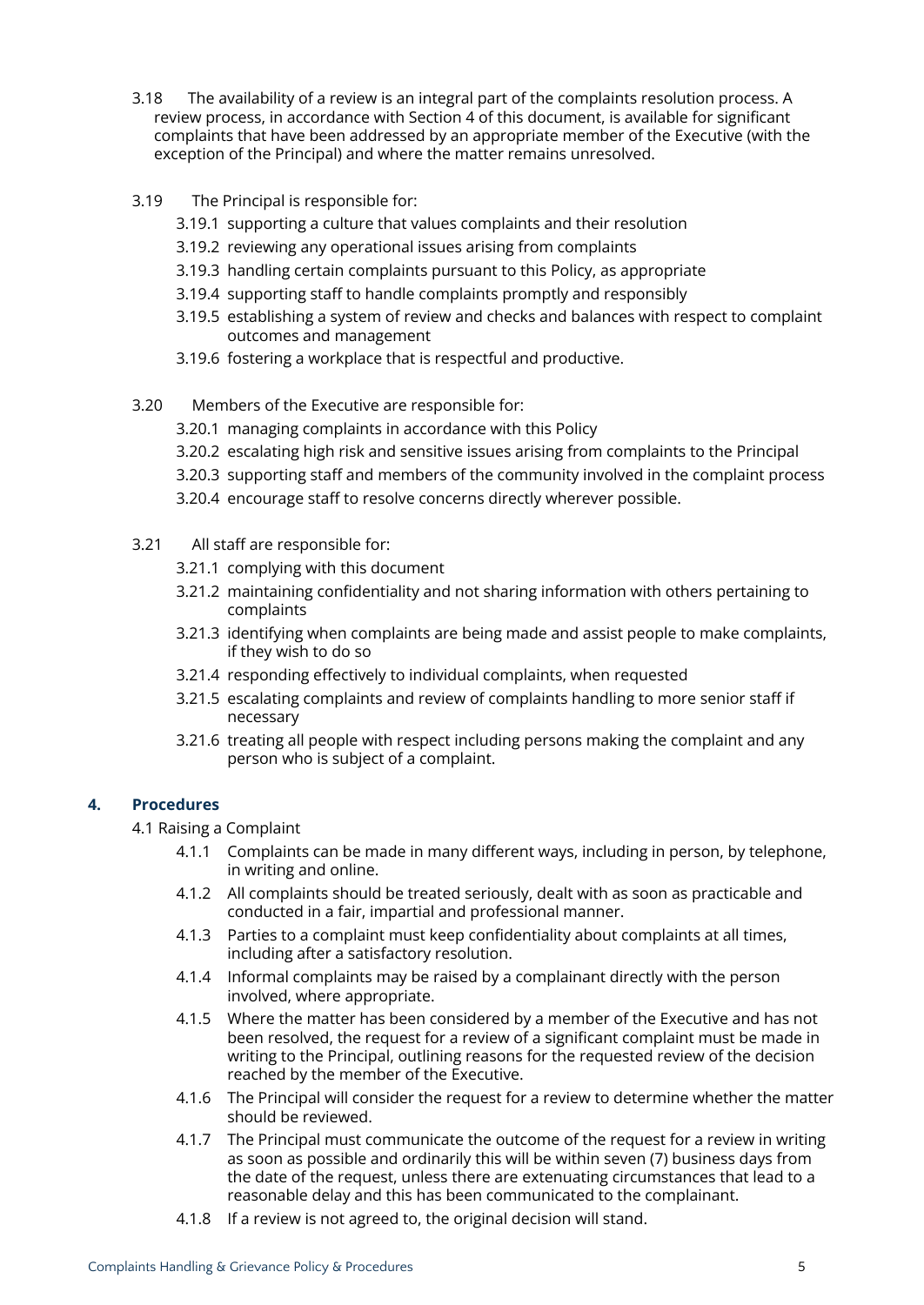3.18 The availability of a review is an integral part of the complaints resolution process. A review process, in accordance with Section 4 of this document, is available for significant complaints that have been addressed by an appropriate member of the Executive (with the exception of the Principal) and where the matter remains unresolved.

3.19 The Principal is responsible for:

- 3.19.1 supporting a culture that values complaints and their resolution
- 3.19.2 reviewing any operational issues arising from complaints
- 3.19.3 handling certain complaints pursuant to this Policy, as appropriate
- 3.19.4 supporting staff to handle complaints promptly and responsibly
- 3.19.5 establishing a system of review and checks and balances with respect to complaint outcomes and management
- 3.19.6 fostering a workplace that is respectful and productive.

3.20 Members of the Executive are responsible for:

- 3.20.1 managing complaints in accordance with this Policy
- 3.20.2 escalating high risk and sensitive issues arising from complaints to the Principal
- 3.20.3 supporting staff and members of the community involved in the complaint process
- 3.20.4 encourage staff to resolve concerns directly wherever possible.

3.21 All staff are responsible for:

- 3.21.1 complying with this document
- 3.21.2 maintaining confidentiality and not sharing information with others pertaining to complaints
- 3.21.3 identifying when complaints are being made and assist people to make complaints, if they wish to do so
- 3.21.4 responding effectively to individual complaints, when requested
- 3.21.5 escalating complaints and review of complaints handling to more senior staff if necessary
- 3.21.6 treating all people with respect including persons making the complaint and any person who is subject of a complaint.

## 4. Procedures

4.1 Raising a Complaint

- 4.1.1 Complaints can be made in many different ways, including in person, by telephone, in writing and online.
- 4.1.2 All complaints should be treated seriously, dealt with as soon as practicable and conducted in a fair, impartial and professional manner.
- 4.1.3 Parties to a complaint must keep confidentiality about complaints at all times, including after a satisfactory resolution.
- 4.1.4 Informal complaints may be raised by a complainant directly with the person involved, where appropriate.
- 4.1.5 Where the matter has been considered by a member of the Executive and has not been resolved, the request for a review of a significant complaint must be made in writing to the Principal, outlining reasons for the requested review of the decision reached by the member of the Executive.
- 4.1.6 The Principal will consider the request for a review to determine whether the matter should be reviewed.
- 4.1.7 The Principal must communicate the outcome of the request for a review in writing as soon as possible and ordinarily this will be within seven (7) business days from the date of the request, unless there are extenuating circumstances that lead to a reasonable delay and this has been communicated to the complainant.
- 4.1.8 If a review is not agreed to, the original decision will stand.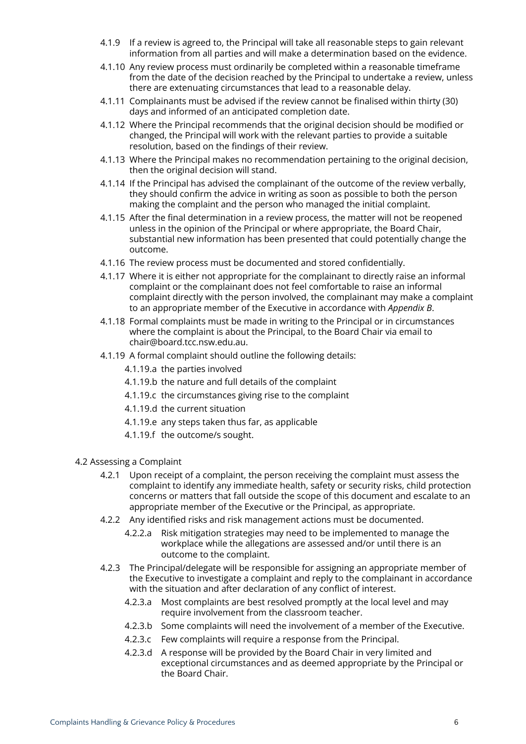4.1.9 If a review is agreed to, the Principal will take all reasonable steps to gain relevant information from all parties and will make a determination based on the evidence.

4.1.10 Any review process must ordinarily be completed within a reasonable timeframe from the date of the decision reached by the Principal to undertake a review, unless there are extenuating circumstances that lead to a reasonable delay.

4.1.11 Complainants must be advised if the review cannot be finalised within thirty (30) days and informed of an anticipated completion date.

4.1.12 Where the Principal recommends that the original decision should be modified or changed, the Principal will work with the relevant parties to provide a suitable resolution, based on the findings of their review.

4.1.13 Where the Principal makes no recommendation pertaining to the original decision, then the original decision will stand.

4.1.14 If the Principal has advised the complainant of the outcome of the review verbally, they should confirm the advice in writing as soon as possible to both the person making the complaint and the person who managed the initial complaint.

4.1.15 After the final determination in a review process, the matter will not be reopened unless in the opinion of the Principal or where appropriate, the Board Chair, substantial new information has been presented that could potentially change the outcome.

4.1.16 The review process must be documented and stored confidentially.

4.1.17 Where it is either not appropriate for the complainant to directly raise an informal complaint or the complainant does not feel comfortable to raise an informal complaint directly with the person involved, the complainant may make a complaint to an appropriate member of the Executive in accordance with *Appendix B*.

4.1.18 Formal complaints must be made in writing to the Principal or in circumstances where the complaint is about the Principal, to the Board Chair via email to chair@board.tcc.nsw.edu.au.

4.1.19 A formal complaint should outline the following details:

- 4.1.19.a the parties involved
- 4.1.19.b the nature and full details of the complaint
- 4.1.19.c the circumstances giving rise to the complaint
- 4.1.19.d the current situation
- 4.1.19.e any steps taken thus far, as applicable
- 4.1.19.f the outcome/s sought.

## 4.2 Assessing a Complaint

4.2.1 Upon receipt of a complaint, the person receiving the complaint must assess the complaint to identify any immediate health, safety or security risks, child protection concerns or matters that fall outside the scope of this document and escalate to an appropriate member of the Executive or the Principal, as appropriate.

4.2.2 Any identified risks and risk management actions must be documented.

- 4.2.2.a Risk mitigation strategies may need to be implemented to manage the workplace while the allegations are assessed and/or until there is an outcome to the complaint.

4.2.3 The Principal/delegate will be responsible for assigning an appropriate member of the Executive to investigate a complaint and reply to the complainant in accordance with the situation and after declaration of any conflict of interest.

- 4.2.3.a Most complaints are best resolved promptly at the local level and may require involvement from the classroom teacher.
- 4.2.3.b Some complaints will need the involvement of a member of the Executive.
- 4.2.3.c Few complaints will require a response from the Principal.
- 4.2.3.d A response will be provided by the Board Chair in very limited and exceptional circumstances and as deemed appropriate by the Principal or the Board Chair.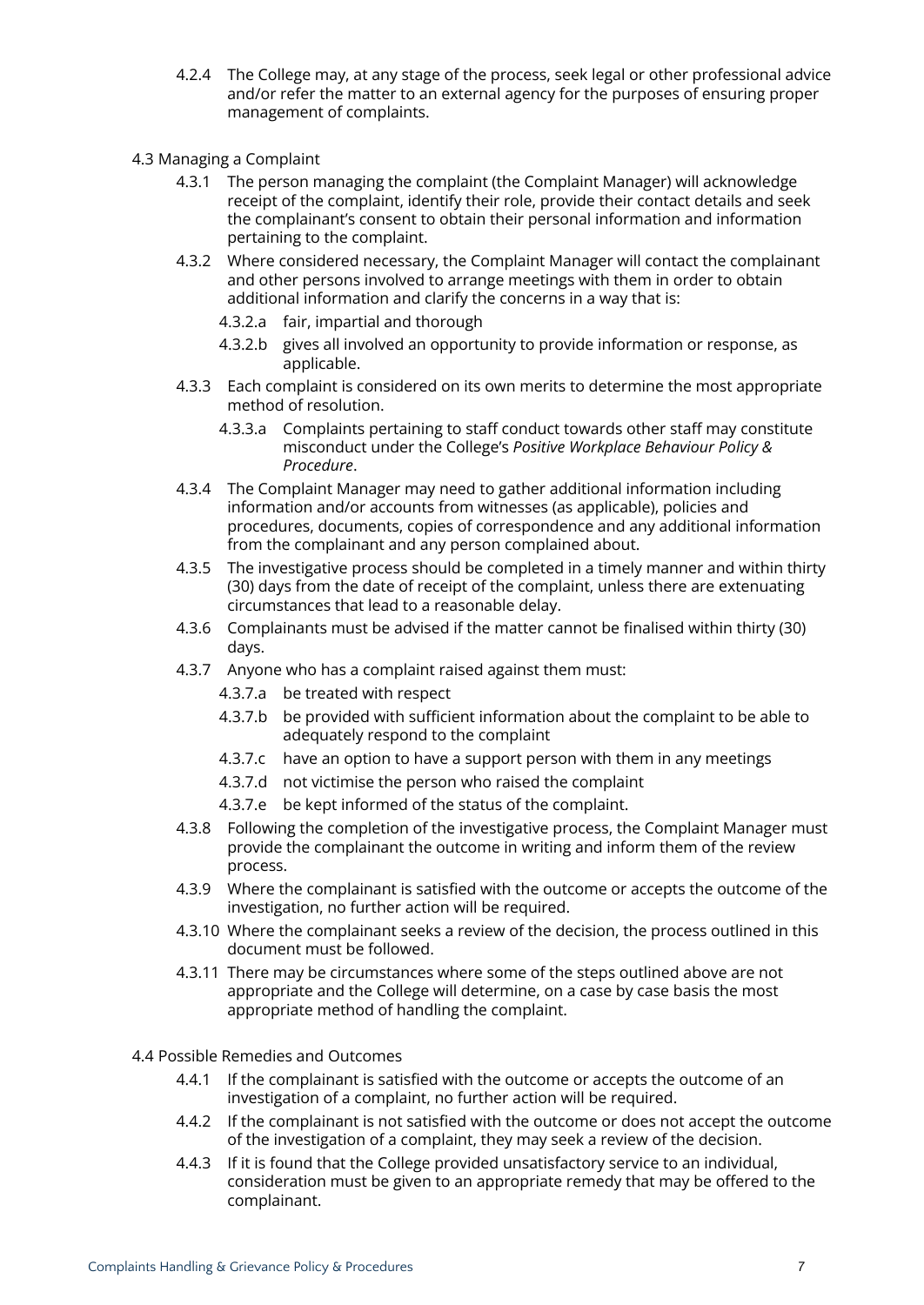4.2.4 The College may, at any stage of the process, seek legal or other professional advice and/or refer the matter to an external agency for the purposes of ensuring proper management of complaints.

### 4.3 Managing a Complaint

4.3.1 The person managing the complaint (the Complaint Manager) will acknowledge receipt of the complaint, identify their role, provide their contact details and seek the complainant's consent to obtain their personal information and information pertaining to the complaint.

4.3.2 Where considered necessary, the Complaint Manager will contact the complainant and other persons involved to arrange meetings with them in order to obtain additional information and clarify the concerns in a way that is:

- 4.3.2.a fair, impartial and thorough
- 4.3.2.b gives all involved an opportunity to provide information or response, as applicable.

4.3.3 Each complaint is considered on its own merits to determine the most appropriate method of resolution.

- 4.3.3.a Complaints pertaining to staff conduct towards other staff may constitute misconduct under the College's *Positive Workplace Behaviour Policy & Procedure*.

4.3.4 The Complaint Manager may need to gather additional information including information and/or accounts from witnesses (as applicable), policies and procedures, documents, copies of correspondence and any additional information from the complainant and any person complained about.

4.3.5 The investigative process should be completed in a timely manner and within thirty (30) days from the date of receipt of the complaint, unless there are extenuating circumstances that lead to a reasonable delay.

4.3.6 Complainants must be advised if the matter cannot be finalised within thirty (30) days.

4.3.7 Anyone who has a complaint raised against them must:

- 4.3.7.a be treated with respect
- 4.3.7.b be provided with sufficient information about the complaint to be able to adequately respond to the complaint
- 4.3.7.c have an option to have a support person with them in any meetings
- 4.3.7.d not victimise the person who raised the complaint
- 4.3.7.e be kept informed of the status of the complaint.

4.3.8 Following the completion of the investigative process, the Complaint Manager must provide the complainant the outcome in writing and inform them of the review process.

4.3.9 Where the complainant is satisfied with the outcome or accepts the outcome of the investigation, no further action will be required.

4.3.10 Where the complainant seeks a review of the decision, the process outlined in this document must be followed.

4.3.11 There may be circumstances where some of the steps outlined above are not appropriate and the College will determine, on a case by case basis the most appropriate method of handling the complaint.

### 4.4 Possible Remedies and Outcomes

4.4.1 If the complainant is satisfied with the outcome or accepts the outcome of an investigation of a complaint, no further action will be required.

4.4.2 If the complainant is not satisfied with the outcome or does not accept the outcome of the investigation of a complaint, they may seek a review of the decision.

4.4.3 If it is found that the College provided unsatisfactory service to an individual, consideration must be given to an appropriate remedy that may be offered to the complainant.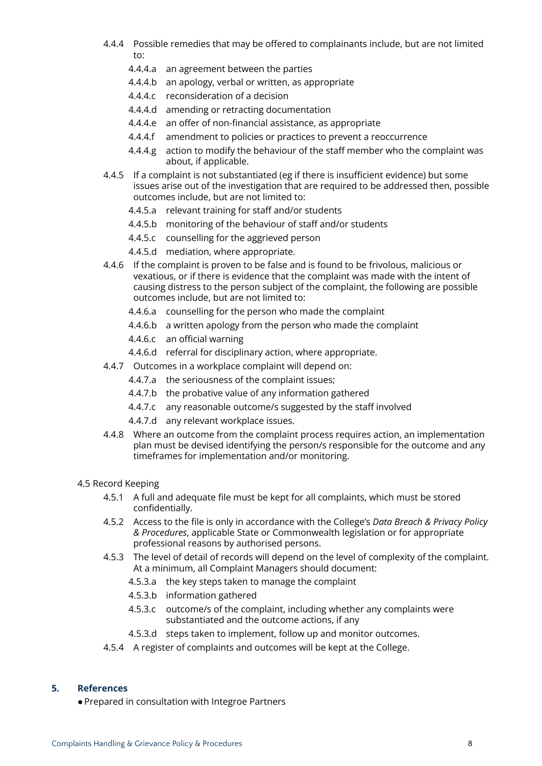4.4.4 Possible remedies that may be offered to complainants include, but are not limited to:

- 4.4.4.a an agreement between the parties
- 4.4.4.b an apology, verbal or written, as appropriate
- 4.4.4.c reconsideration of a decision
- 4.4.4.d amending or retracting documentation
- 4.4.4.e an offer of non-financial assistance, as appropriate
- 4.4.4.f amendment to policies or practices to prevent a reoccurrence
- 4.4.4.g action to modify the behaviour of the staff member who the complaint was about, if applicable.

4.4.5 If a complaint is not substantiated (eg if there is insufficient evidence) but some issues arise out of the investigation that are required to be addressed then, possible outcomes include, but are not limited to:

- 4.4.5.a relevant training for staff and/or students
- 4.4.5.b monitoring of the behaviour of staff and/or students
- 4.4.5.c counselling for the aggrieved person
- 4.4.5.d mediation, where appropriate.

4.4.6 If the complaint is proven to be false and is found to be frivolous, malicious or vexatious, or if there is evidence that the complaint was made with the intent of causing distress to the person subject of the complaint, the following are possible outcomes include, but are not limited to:

- 4.4.6.a counselling for the person who made the complaint
- 4.4.6.b a written apology from the person who made the complaint
- 4.4.6.c an official warning
- 4.4.6.d referral for disciplinary action, where appropriate.

4.4.7 Outcomes in a workplace complaint will depend on:

- 4.4.7.a the seriousness of the complaint issues;
- 4.4.7.b the probative value of any information gathered
- 4.4.7.c any reasonable outcome/s suggested by the staff involved
- 4.4.7.d any relevant workplace issues.

4.4.8 Where an outcome from the complaint process requires action, an implementation plan must be devised identifying the person/s responsible for the outcome and any timeframes for implementation and/or monitoring.

4.5 Record Keeping

4.5.1 A full and adequate file must be kept for all complaints, which must be stored confidentially.

4.5.2 Access to the file is only in accordance with the College's *Data Breach & Privacy Policy & Procedures*, applicable State or Commonwealth legislation or for appropriate professional reasons by authorised persons.

4.5.3 The level of detail of records will depend on the level of complexity of the complaint. At a minimum, all Complaint Managers should document:

- 4.5.3.a the key steps taken to manage the complaint
- 4.5.3.b information gathered
- 4.5.3.c outcome/s of the complaint, including whether any complaints were substantiated and the outcome actions, if any
- 4.5.3.d steps taken to implement, follow up and monitor outcomes.

4.5.4 A register of complaints and outcomes will be kept at the College.

## 5. References

- Prepared in consultation with Integroe Partners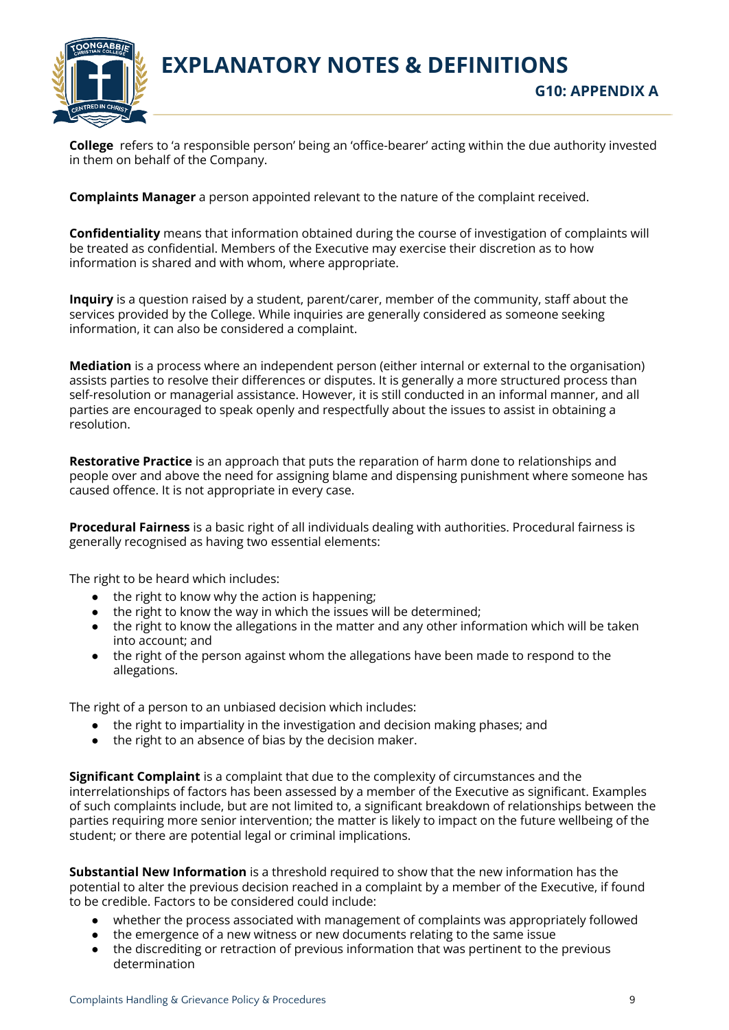# EXPLANATORY NOTES & DEFINITIONS

## G10: APPENDIX A

**College** refers to 'a responsible person' being an 'office-bearer' acting within the due authority invested in them on behalf of the Company.

**Complaints Manager** a person appointed relevant to the nature of the complaint received.

**Confidentiality** means that information obtained during the course of investigation of complaints will be treated as confidential. Members of the Executive may exercise their discretion as to how information is shared and with whom, where appropriate.

**Inquiry** is a question raised by a student, parent/carer, member of the community, staff about the services provided by the College. While inquiries are generally considered as someone seeking information, it can also be considered a complaint.

**Mediation** is a process where an independent person (either internal or external to the organisation) assists parties to resolve their differences or disputes. It is generally a more structured process than self-resolution or managerial assistance. However, it is still conducted in an informal manner, and all parties are encouraged to speak openly and respectfully about the issues to assist in obtaining a resolution.

**Restorative Practice** is an approach that puts the reparation of harm done to relationships and people over and above the need for assigning blame and dispensing punishment where someone has caused offence. It is not appropriate in every case.

**Procedural Fairness** is a basic right of all individuals dealing with authorities. Procedural fairness is generally recognised as having two essential elements:

The right to be heard which includes:

- the right to know why the action is happening;
- the right to know the way in which the issues will be determined;
- the right to know the allegations in the matter and any other information which will be taken into account; and
- the right of the person against whom the allegations have been made to respond to the allegations.

The right of a person to an unbiased decision which includes:

- the right to impartiality in the investigation and decision making phases; and
- the right to an absence of bias by the decision maker.

**Significant Complaint** is a complaint that due to the complexity of circumstances and the interrelationships of factors has been assessed by a member of the Executive as significant. Examples of such complaints include, but are not limited to, a significant breakdown of relationships between the parties requiring more senior intervention; the matter is likely to impact on the future wellbeing of the student; or there are potential legal or criminal implications.

**Substantial New Information** is a threshold required to show that the new information has the potential to alter the previous decision reached in a complaint by a member of the Executive, if found to be credible. Factors to be considered could include:

- whether the process associated with management of complaints was appropriately followed
- the emergence of a new witness or new documents relating to the same issue
- the discrediting or retraction of previous information that was pertinent to the previous determination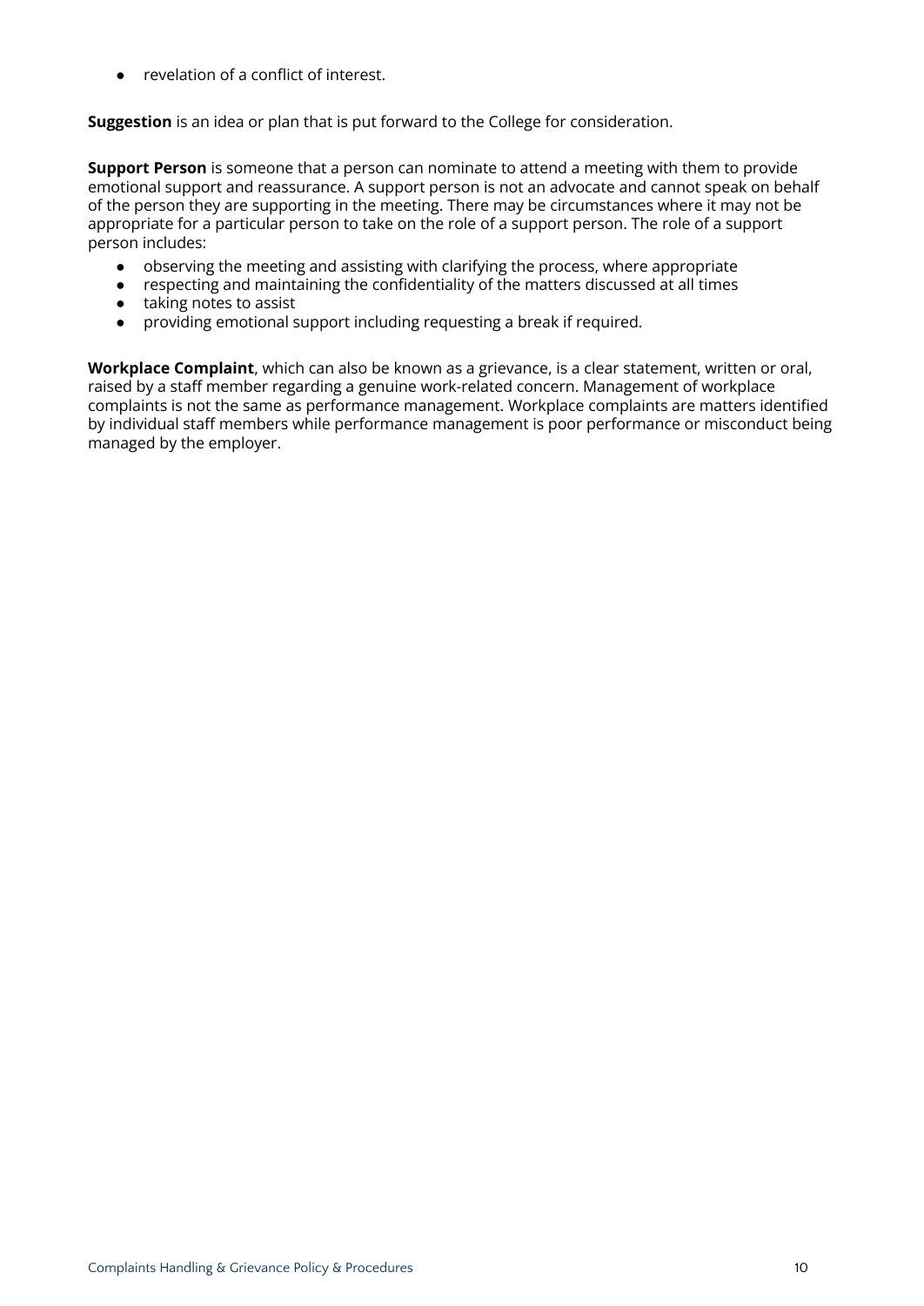- revelation of a conflict of interest.

**Suggestion** is an idea or plan that is put forward to the College for consideration.

**Support Person** is someone that a person can nominate to attend a meeting with them to provide emotional support and reassurance. A support person is not an advocate and cannot speak on behalf of the person they are supporting in the meeting. There may be circumstances where it may not be appropriate for a particular person to take on the role of a support person. The role of a support person includes:

- observing the meeting and assisting with clarifying the process, where appropriate
- respecting and maintaining the confidentiality of the matters discussed at all times
- taking notes to assist
- providing emotional support including requesting a break if required.

**Workplace Complaint**, which can also be known as a grievance, is a clear statement, written or oral, raised by a staff member regarding a genuine work-related concern. Management of workplace complaints is not the same as performance management. Workplace complaints are matters identified by individual staff members while performance management is poor performance or misconduct being managed by the employer.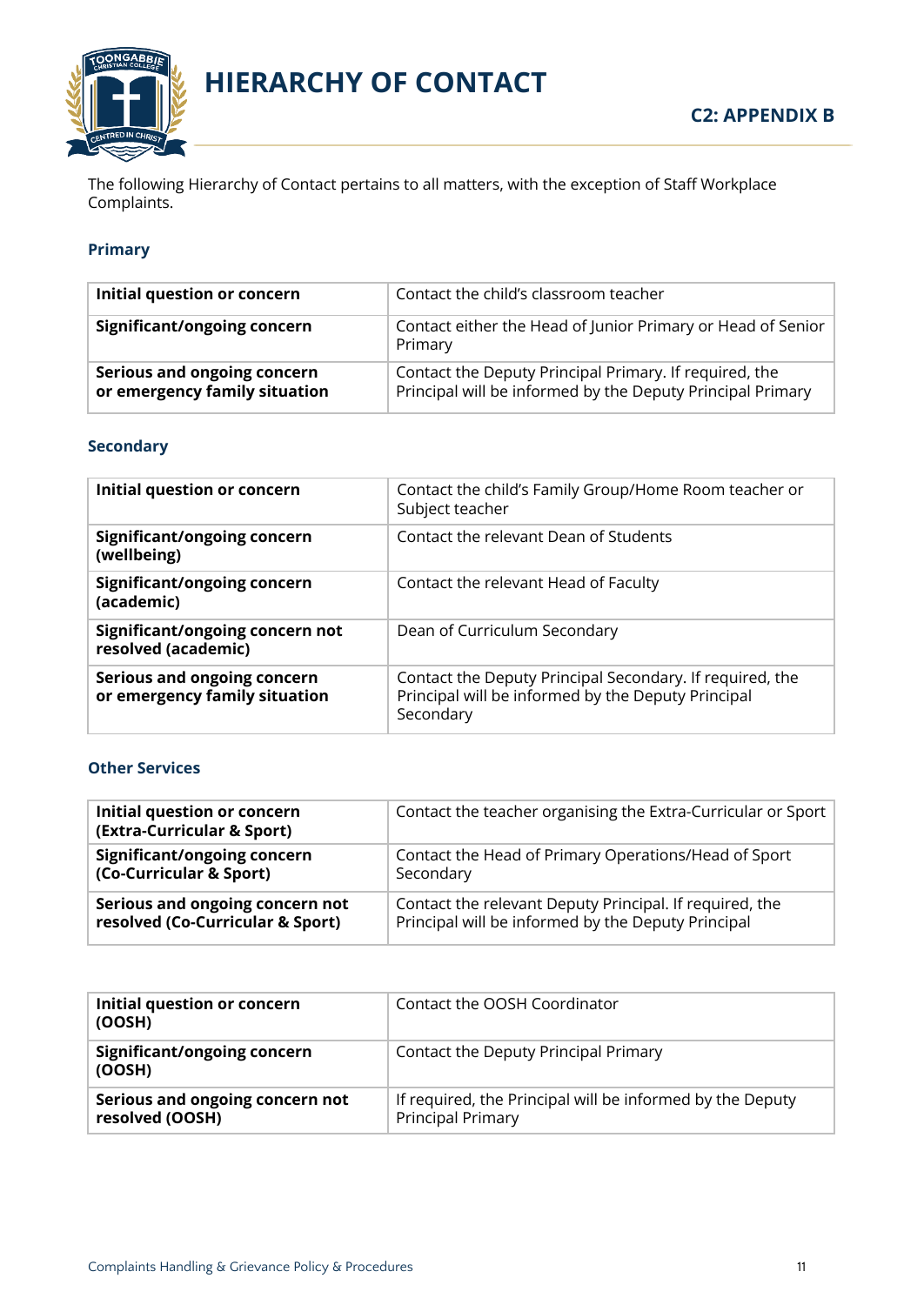# HIERARCHY OF CONTACT

**C2: APPENDIX B**

The following Hierarchy of Contact pertains to all matters, with the exception of Staff Workplace Complaints.

### Primary

| | |
|---|---|
| **Initial question or concern** | Contact the child's classroom teacher |
| **Significant/ongoing concern** | Contact either the Head of Junior Primary or Head of Senior Primary |
| **Serious and ongoing concern or emergency family situation** | Contact the Deputy Principal Primary. If required, the Principal will be informed by the Deputy Principal Primary |

### Secondary

| | |
|---|---|
| **Initial question or concern** | Contact the child's Family Group/Home Room teacher or Subject teacher |
| **Significant/ongoing concern (wellbeing)** | Contact the relevant Dean of Students |
| **Significant/ongoing concern (academic)** | Contact the relevant Head of Faculty |
| **Significant/ongoing concern not resolved (academic)** | Dean of Curriculum Secondary |
| **Serious and ongoing concern or emergency family situation** | Contact the Deputy Principal Secondary. If required, the Principal will be informed by the Deputy Principal Secondary |

### Other Services

| | |
|---|---|
| **Initial question or concern (Extra-Curricular & Sport)** | Contact the teacher organising the Extra-Curricular or Sport |
| **Significant/ongoing concern (Co-Curricular & Sport)** | Contact the Head of Primary Operations/Head of Sport Secondary |
| **Serious and ongoing concern not resolved (Co-Curricular & Sport)** | Contact the relevant Deputy Principal. If required, the Principal will be informed by the Deputy Principal |

| | |
|---|---|
| **Initial question or concern (OOSH)** | Contact the OOSH Coordinator |
| **Significant/ongoing concern (OOSH)** | Contact the Deputy Principal Primary |
| **Serious and ongoing concern not resolved (OOSH)** | If required, the Principal will be informed by the Deputy Principal Primary |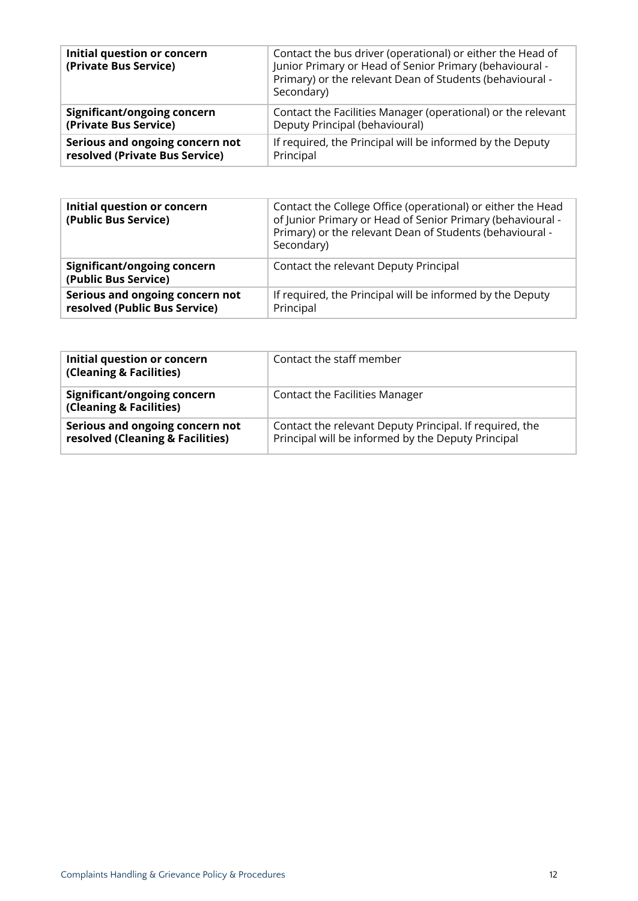| | |
|---|---|
| **Initial question or concern (Private Bus Service)** | Contact the bus driver (operational) or either the Head of Junior Primary or Head of Senior Primary (behavioural - Primary) or the relevant Dean of Students (behavioural - Secondary) |
| **Significant/ongoing concern (Private Bus Service)** | Contact the Facilities Manager (operational) or the relevant Deputy Principal (behavioural) |
| **Serious and ongoing concern not resolved (Private Bus Service)** | If required, the Principal will be informed by the Deputy Principal |

| | |
|---|---|
| **Initial question or concern (Public Bus Service)** | Contact the College Office (operational) or either the Head of Junior Primary or Head of Senior Primary (behavioural - Primary) or the relevant Dean of Students (behavioural - Secondary) |
| **Significant/ongoing concern (Public Bus Service)** | Contact the relevant Deputy Principal |
| **Serious and ongoing concern not resolved (Public Bus Service)** | If required, the Principal will be informed by the Deputy Principal |

| | |
|---|---|
| **Initial question or concern (Cleaning & Facilities)** | Contact the staff member |
| **Significant/ongoing concern (Cleaning & Facilities)** | Contact the Facilities Manager |
| **Serious and ongoing concern not resolved (Cleaning & Facilities)** | Contact the relevant Deputy Principal. If required, the Principal will be informed by the Deputy Principal |